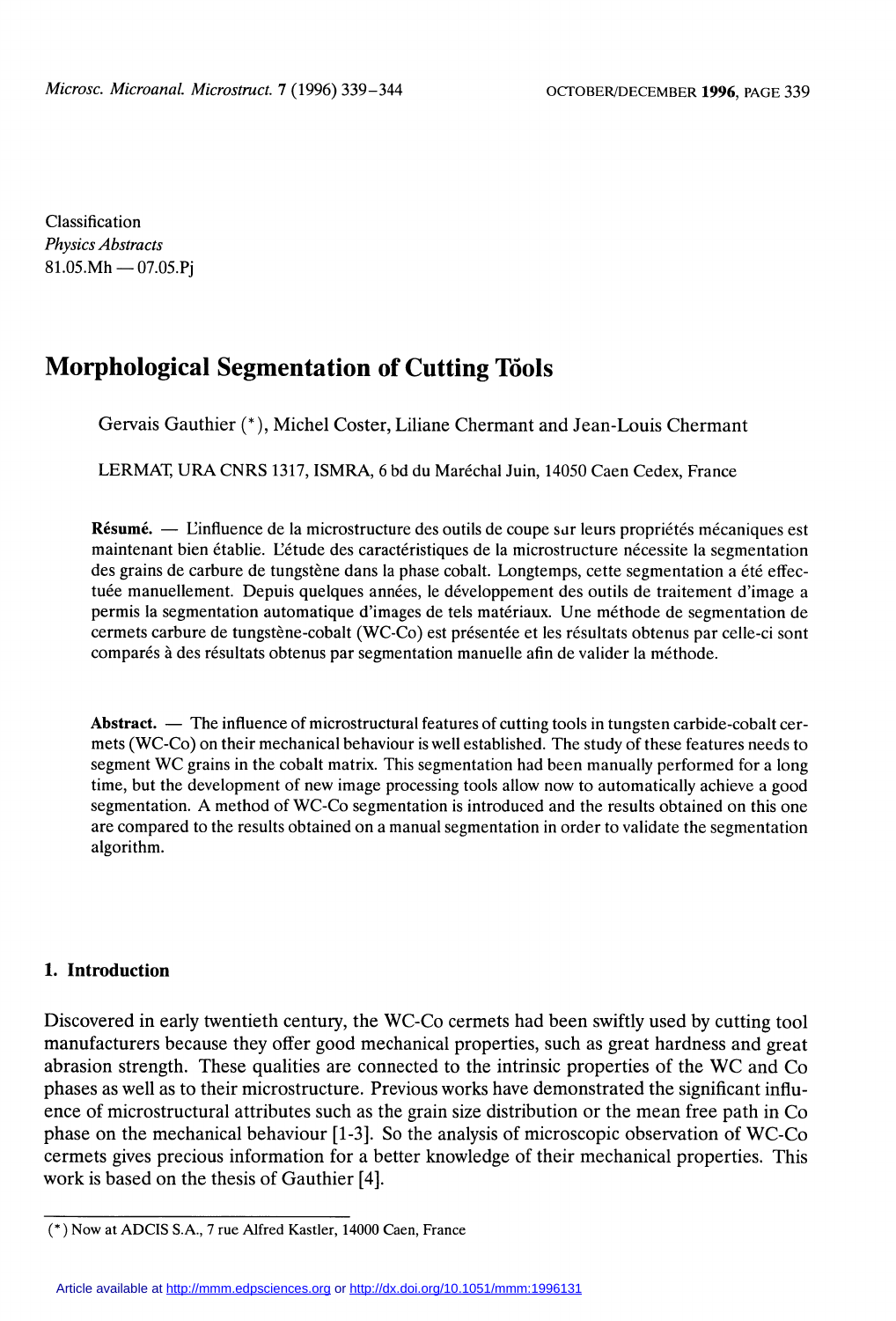Classification
*Physics Abstracts*
81.05.Mh — 07.05.Pj

# Morphological Segmentation of Cutting Tŏols

Gervais Gauthier (*), Michel Coster, Liliane Chermant and Jean-Louis Chermant

LERMAT, URA CNRS 1317, ISMRA, 6 bd du Maréchal Juin, 14050 Caen Cedex, France

**Résumé.** — L'influence de la microstructure des outils de coupe sur leurs propriétés mécaniques est maintenant bien établie. L'étude des caractéristiques de la microstructure nécessite la segmentation des grains de carbure de tungstène dans la phase cobalt. Longtemps, cette segmentation a été effectuée manuellement. Depuis quelques années, le développement des outils de traitement d'image a permis la segmentation automatique d'images de tels matériaux. Une méthode de segmentation de cermets carbure de tungstène-cobalt (WC-Co) est présentée et les résultats obtenus par celle-ci sont comparés à des résultats obtenus par segmentation manuelle afin de valider la méthode.

**Abstract.** — The influence of microstructural features of cutting tools in tungsten carbide-cobalt cermets (WC-Co) on their mechanical behaviour is well established. The study of these features needs to segment WC grains in the cobalt matrix. This segmentation had been manually performed for a long time, but the development of new image processing tools allow now to automatically achieve a good segmentation. A method of WC-Co segmentation is introduced and the results obtained on this one are compared to the results obtained on a manual segmentation in order to validate the segmentation algorithm.

## 1. Introduction

Discovered in early twentieth century, the WC-Co cermets had been swiftly used by cutting tool manufacturers because they offer good mechanical properties, such as great hardness and great abrasion strength. These qualities are connected to the intrinsic properties of the WC and Co phases as well as to their microstructure. Previous works have demonstrated the significant influence of microstructural attributes such as the grain size distribution or the mean free path in Co phase on the mechanical behaviour [1-3]. So the analysis of microscopic observation of WC-Co cermets gives precious information for a better knowledge of their mechanical properties. This work is based on the thesis of Gauthier [4].

(*) Now at ADCIS S.A., 7 rue Alfred Kastler, 14000 Caen, France

Article available at http://mmm.edpsciences.org or http://dx.doi.org/10.1051/mmm:1996131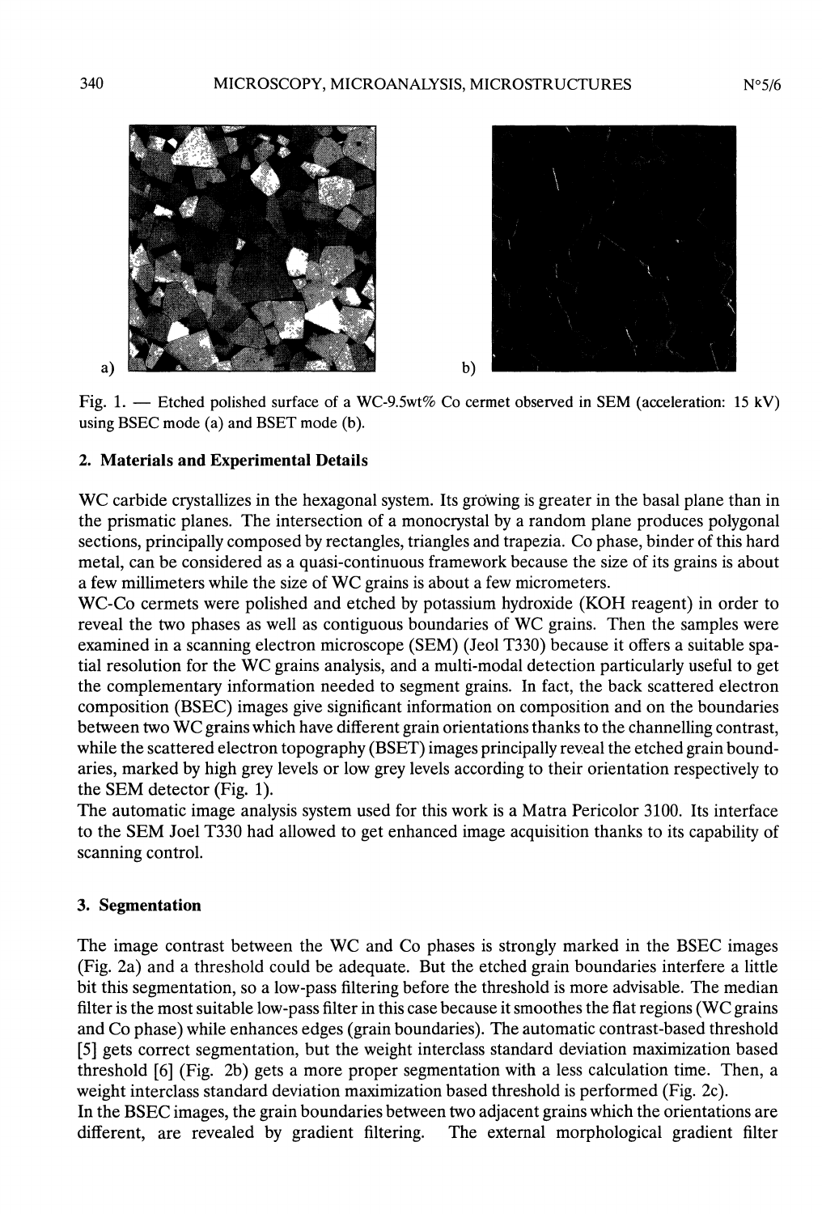Fig. 1. — Etched polished surface of a WC-9.5wt% Co cermet observed in SEM (acceleration: 15 kV) using BSEC mode (a) and BSET mode (b).

## 2. Materials and Experimental Details

WC carbide crystallizes in the hexagonal system. Its growing is greater in the basal plane than in the prismatic planes. The intersection of a monocrystal by a random plane produces polygonal sections, principally composed by rectangles, triangles and trapezia. Co phase, binder of this hard metal, can be considered as a quasi-continuous framework because the size of its grains is about a few millimeters while the size of WC grains is about a few micrometers.

WC-Co cermets were polished and etched by potassium hydroxide (KOH reagent) in order to reveal the two phases as well as contiguous boundaries of WC grains. Then the samples were examined in a scanning electron microscope (SEM) (Jeol T330) because it offers a suitable spatial resolution for the WC grains analysis, and a multi-modal detection particularly useful to get the complementary information needed to segment grains. In fact, the back scattered electron composition (BSEC) images give significant information on composition and on the boundaries between two WC grains which have different grain orientations thanks to the channelling contrast, while the scattered electron topography (BSET) images principally reveal the etched grain boundaries, marked by high grey levels or low grey levels according to their orientation respectively to the SEM detector (Fig. 1).

The automatic image analysis system used for this work is a Matra Pericolor 3100. Its interface to the SEM Joel T330 had allowed to get enhanced image acquisition thanks to its capability of scanning control.

## 3. Segmentation

The image contrast between the WC and Co phases is strongly marked in the BSEC images (Fig. 2a) and a threshold could be adequate. But the etched grain boundaries interfere a little bit this segmentation, so a low-pass filtering before the threshold is more advisable. The median filter is the most suitable low-pass filter in this case because it smoothes the flat regions (WC grains and Co phase) while enhances edges (grain boundaries). The automatic contrast-based threshold [5] gets correct segmentation, but the weight interclass standard deviation maximization based threshold [6] (Fig. 2b) gets a more proper segmentation with a less calculation time. Then, a weight interclass standard deviation maximization based threshold is performed (Fig. 2c).

In the BSEC images, the grain boundaries between two adjacent grains which the orientations are different, are revealed by gradient filtering. The external morphological gradient filter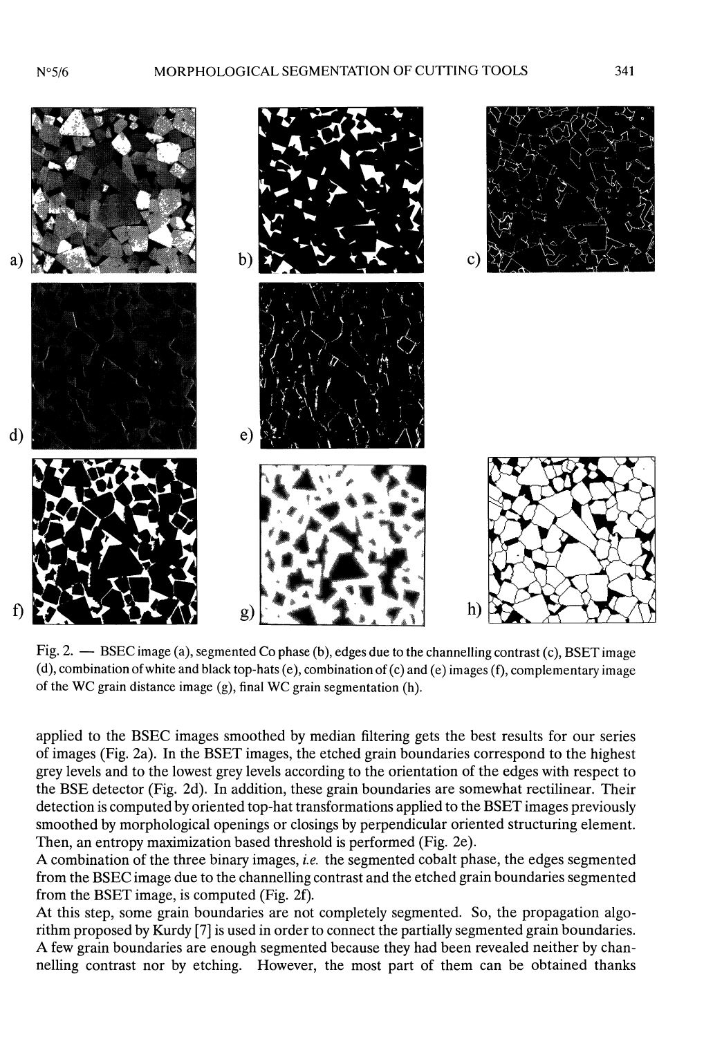Fig. 2. — BSEC image (a), segmented Co phase (b), edges due to the channelling contrast (c), BSET image (d), combination of white and black top-hats (e), combination of (c) and (e) images (f), complementary image of the WC grain distance image (g), final WC grain segmentation (h).

applied to the BSEC images smoothed by median filtering gets the best results for our series of images (Fig. 2a). In the BSET images, the etched grain boundaries correspond to the highest grey levels and to the lowest grey levels according to the orientation of the edges with respect to the BSE detector (Fig. 2d). In addition, these grain boundaries are somewhat rectilinear. Their detection is computed by oriented top-hat transformations applied to the BSET images previously smoothed by morphological openings or closings by perpendicular oriented structuring element. Then, an entropy maximization based threshold is performed (Fig. 2e).

A combination of the three binary images, *i.e.* the segmented cobalt phase, the edges segmented from the BSEC image due to the channelling contrast and the etched grain boundaries segmented from the BSET image, is computed (Fig. 2f).

At this step, some grain boundaries are not completely segmented. So, the propagation algorithm proposed by Kurdy [7] is used in order to connect the partially segmented grain boundaries. A few grain boundaries are enough segmented because they had been revealed neither by channelling contrast nor by etching. However, the most part of them can be obtained thanks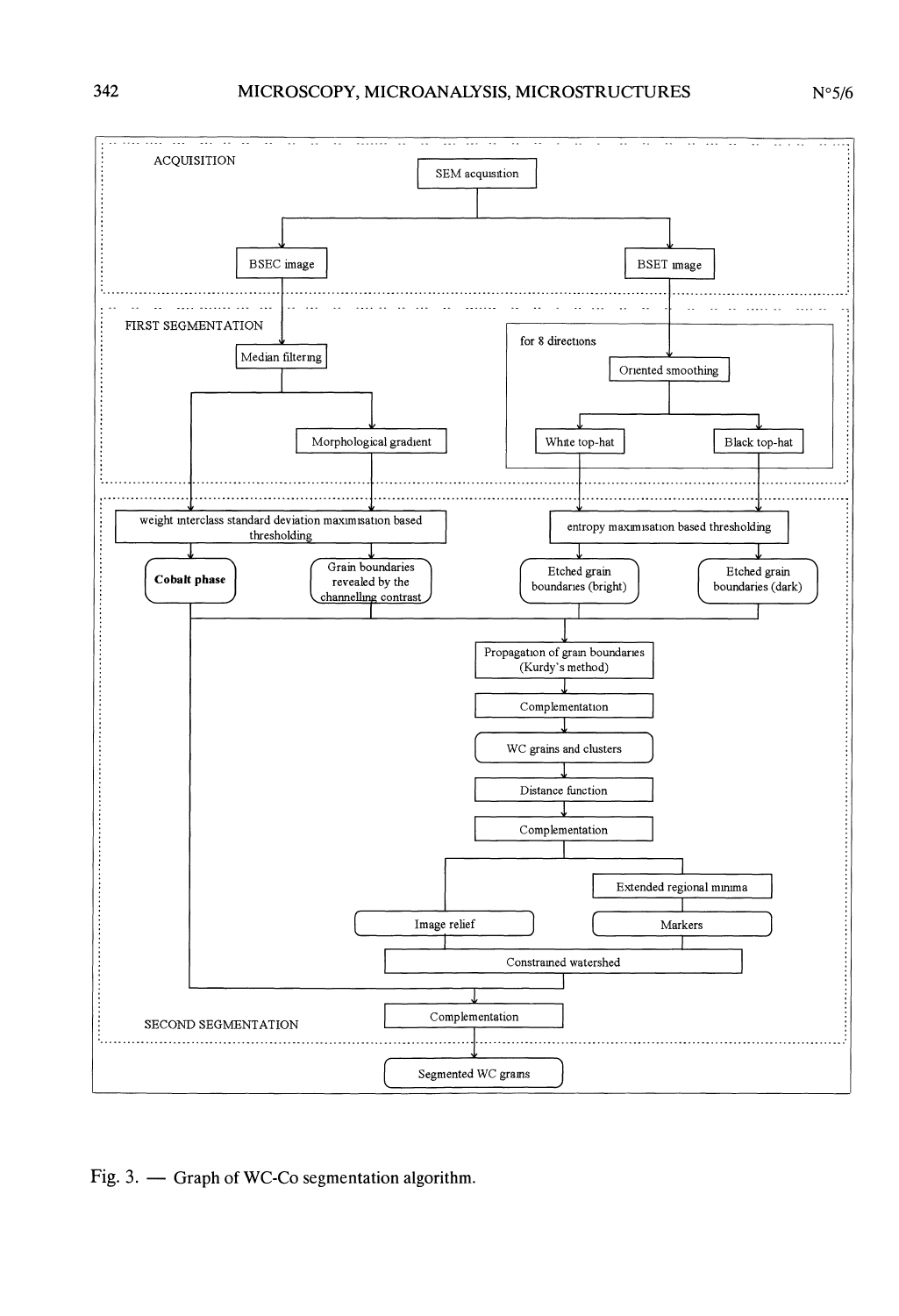ACQUISITION

- SEM acquisition
  - BSEC image
  - BSET image

FIRST SEGMENTATION

- BSEC image → Median filtering
  - → Morphological gradient
- BSET image → for 8 directions: Oriented smoothing
  - → White top-hat
  - → Black top-hat

SECOND SEGMENTATION

- Median filtering, Morphological gradient → weight interclass standard deviation maximisation based thresholding
  - → **Cobalt phase**
  - → Grain boundaries revealed by the channelling contrast
- White top-hat, Black top-hat → entropy maximisation based thresholding
  - → Etched grain boundaries (bright)
  - → Etched grain boundaries (dark)
- Cobalt phase, Grain boundaries revealed by the channelling contrast, Etched grain boundaries (bright), Etched grain boundaries (dark) → Propagation of grain boundaries (Kurdy's method)
- → Complementation
- → WC grains and clusters
- → Distance function
- → Complementation
  - → Image relief
  - → Extended regional minima → Markers
- Image relief, Markers → Constrained watershed
- Constrained watershed, Cobalt phase → Complementation
- → Segmented WC grains

Fig. 3. — Graph of WC-Co segmentation algorithm.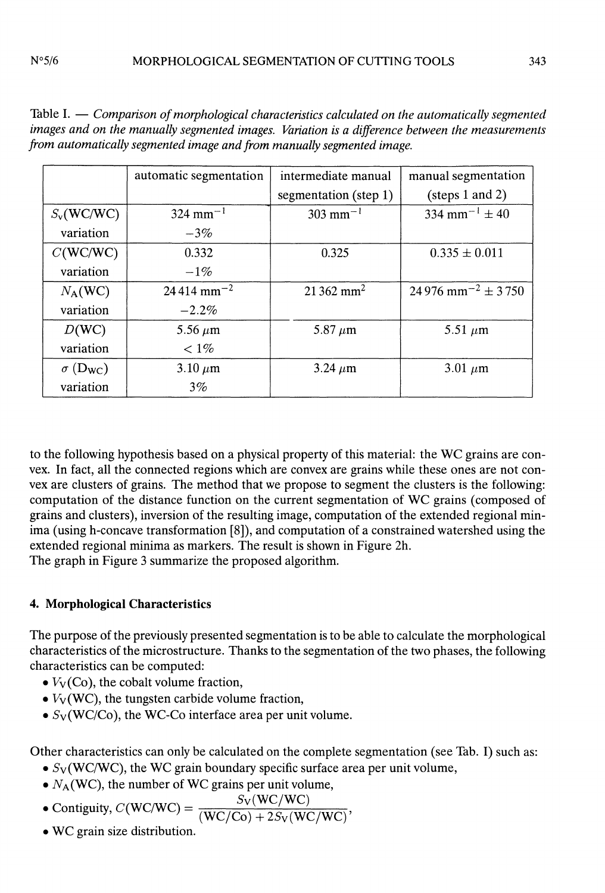Table I. — *Comparison of morphological characteristics calculated on the automatically segmented images and on the manually segmented images. Variation is a difference between the measurements from automatically segmented image and from manually segmented image.*

| | automatic segmentation | intermediate manual segmentation (step 1) | manual segmentation (steps 1 and 2) |
|---|---|---|---|
| $S_V$(WC/WC) | 324 $mm^{-1}$ | 303 $mm^{-1}$ | 334 $mm^{-1} \pm 40$ |
| variation | $-3\%$ | | |
| $C$(WC/WC) | 0.332 | 0.325 | $0.335 \pm 0.011$ |
| variation | $-1\%$ | | |
| $N_A$(WC) | 24 414 $mm^{-2}$ | 21 362 $mm^2$ | 24 976 $mm^{-2} \pm 3\,750$ |
| variation | $-2.2\%$ | | |
| $D$(WC) | 5.56 $\mu m$ | 5.87 $\mu m$ | 5.51 $\mu m$ |
| variation | $< 1\%$ | | |
| $\sigma$ ($D_{WC}$) | 3.10 $\mu m$ | 3.24 $\mu m$ | 3.01 $\mu m$ |
| variation | $3\%$ | | |

to the following hypothesis based on a physical property of this material: the WC grains are convex. In fact, all the connected regions which are convex are grains while these ones are not convex are clusters of grains. The method that we propose to segment the clusters is the following: computation of the distance function on the current segmentation of WC grains (composed of grains and clusters), inversion of the resulting image, computation of the extended regional minima (using h-concave transformation [8]), and computation of a constrained watershed using the extended regional minima as markers. The result is shown in Figure 2h.
The graph in Figure 3 summarize the proposed algorithm.

## 4. Morphological Characteristics

The purpose of the previously presented segmentation is to be able to calculate the morphological characteristics of the microstructure. Thanks to the segmentation of the two phases, the following characteristics can be computed:

- $V_V$(Co), the cobalt volume fraction,
- $V_V$(WC), the tungsten carbide volume fraction,
- $S_V$(WC/Co), the WC-Co interface area per unit volume.

Other characteristics can only be calculated on the complete segmentation (see Tab. I) such as:

- $S_V$(WC/WC), the WC grain boundary specific surface area per unit volume,
- $N_A$(WC), the number of WC grains per unit volume,
- Contiguity, $C(\mathrm{WC/WC}) = \dfrac{S_V(\mathrm{WC/WC})}{(\mathrm{WC/Co}) + 2S_V(\mathrm{WC/WC})}$,
- WC grain size distribution.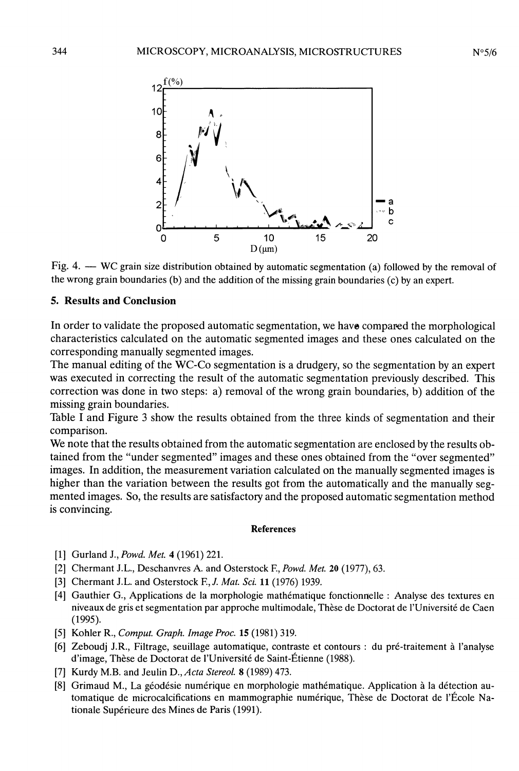f(%)
12
10
8
6
4
2
0
0 5 10 15 20
D (μm)
a
b
c

Fig. 4. — WC grain size distribution obtained by automatic segmentation (a) followed by the removal of the wrong grain boundaries (b) and the addition of the missing grain boundaries (c) by an expert.

## 5. Results and Conclusion

In order to validate the proposed automatic segmentation, we have compared the morphological characteristics calculated on the automatic segmented images and these ones calculated on the corresponding manually segmented images.

The manual editing of the WC-Co segmentation is a drudgery, so the segmentation by an expert was executed in correcting the result of the automatic segmentation previously described. This correction was done in two steps: a) removal of the wrong grain boundaries, b) addition of the missing grain boundaries.

Table I and Figure 3 show the results obtained from the three kinds of segmentation and their comparison.

We note that the results obtained from the automatic segmentation are enclosed by the results obtained from the "under segmented" images and these ones obtained from the "over segmented" images. In addition, the measurement variation calculated on the manually segmented images is higher than the variation between the results got from the automatically and the manually segmented images. So, the results are satisfactory and the proposed automatic segmentation method is convincing.

### References

[1] Gurland J., *Powd. Met.* **4** (1961) 221.

[2] Chermant J.L., Deschanvres A. and Osterstock F., *Powd. Met.* **20** (1977), 63.

[3] Chermant J.L. and Osterstock F., *J. Mat. Sci.* **11** (1976) 1939.

[4] Gauthier G., Applications de la morphologie mathématique fonctionnelle : Analyse des textures en niveaux de gris et segmentation par approche multimodale, Thèse de Doctorat de l'Université de Caen (1995).

[5] Kohler R., *Comput. Graph. Image Proc.* **15** (1981) 319.

[6] Zeboudj J.R., Filtrage, seuillage automatique, contraste et contours : du pré-traitement à l'analyse d'image, Thèse de Doctorat de l'Université de Saint-Étienne (1988).

[7] Kurdy M.B. and Jeulin D., *Acta Stereol.* **8** (1989) 473.

[8] Grimaud M., La géodésie numérique en morphologie mathématique. Application à la détection automatique de microcalcifications en mammographie numérique, Thèse de Doctorat de l'École Nationale Supérieure des Mines de Paris (1991).